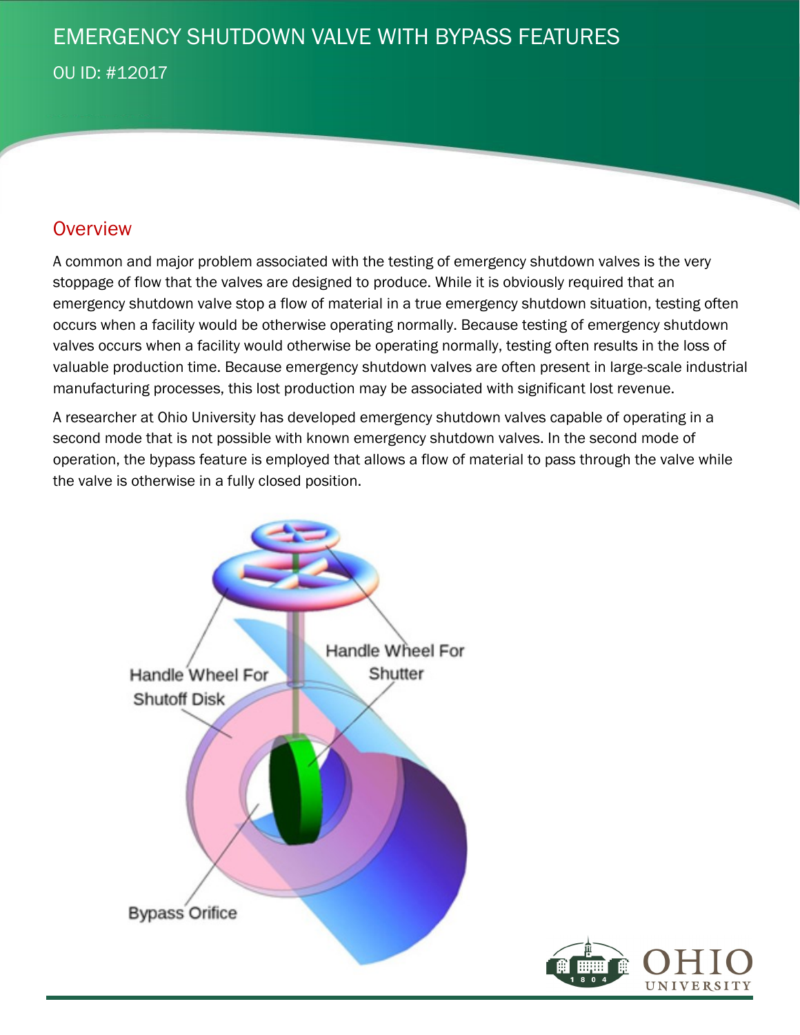# EMERGENCY SHUTDOWN VALVE WITH BYPASS FEATURES

OU ID: #12017

## Overview

A common and major problem associated with the testing of emergency shutdown valves is the very stoppage of flow that the valves are designed to produce. While it is obviously required that an emergency shutdown valve stop a flow of material in a true emergency shutdown situation, testing often occurs when a facility would be otherwise operating normally. Because testing of emergency shutdown valves occurs when a facility would otherwise be operating normally, testing often results in the loss of valuable production time. Because emergency shutdown valves are often present in large-scale industrial manufacturing processes, this lost production may be associated with significant lost revenue.

A researcher at Ohio University has developed emergency shutdown valves capable of operating in a second mode that is not possible with known emergency shutdown valves. In the second mode of operation, the bypass feature is employed that allows a flow of material to pass through the valve while the valve is otherwise in a fully closed position.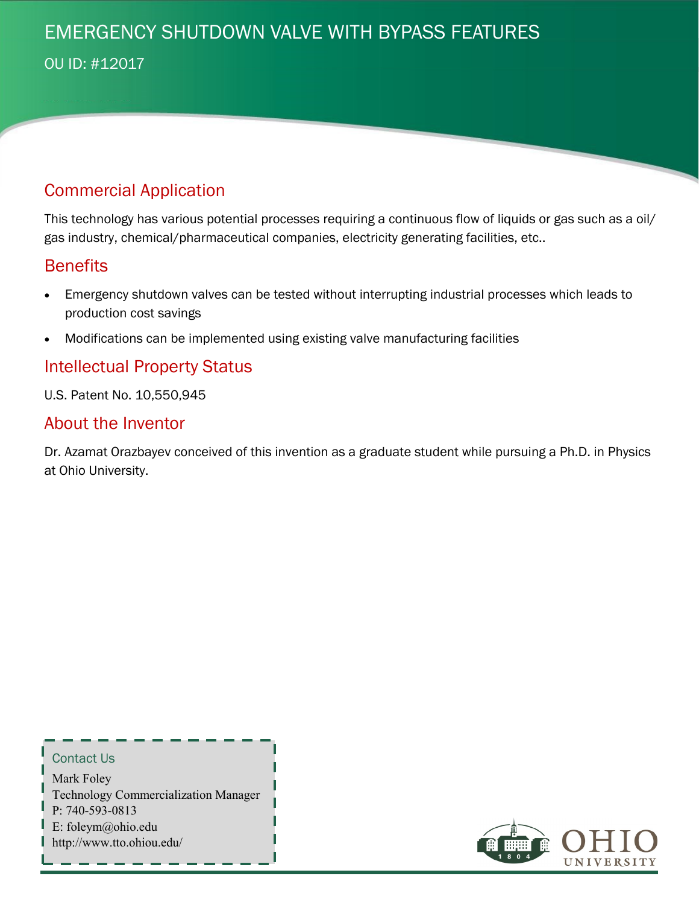# EMERGENCY SHUTDOWN VALVE WITH BYPASS FEATURES

OU ID: #12017

## Commercial Application

This technology has various potential processes requiring a continuous flow of liquids or gas such as a oil/ gas industry, chemical/pharmaceutical companies, electricity generating facilities, etc..

## Benefits

- Emergency shutdown valves can be tested without interrupting industrial processes which leads to production cost savings
- Modifications can be implemented using existing valve manufacturing facilities

## Intellectual Property Status

U.S. Patent No. 10,550,945

## About the Inventor

Dr. Azamat Orazbayev conceived of this invention as a graduate student while pursuing a Ph.D. in Physics at Ohio University.

### Contact Us

Mark Foley
Technology Commercialization Manager
P: 740-593-0813
E: foleym@ohio.edu
http://www.tto.ohiou.edu/

OHIO UNIVERSITY